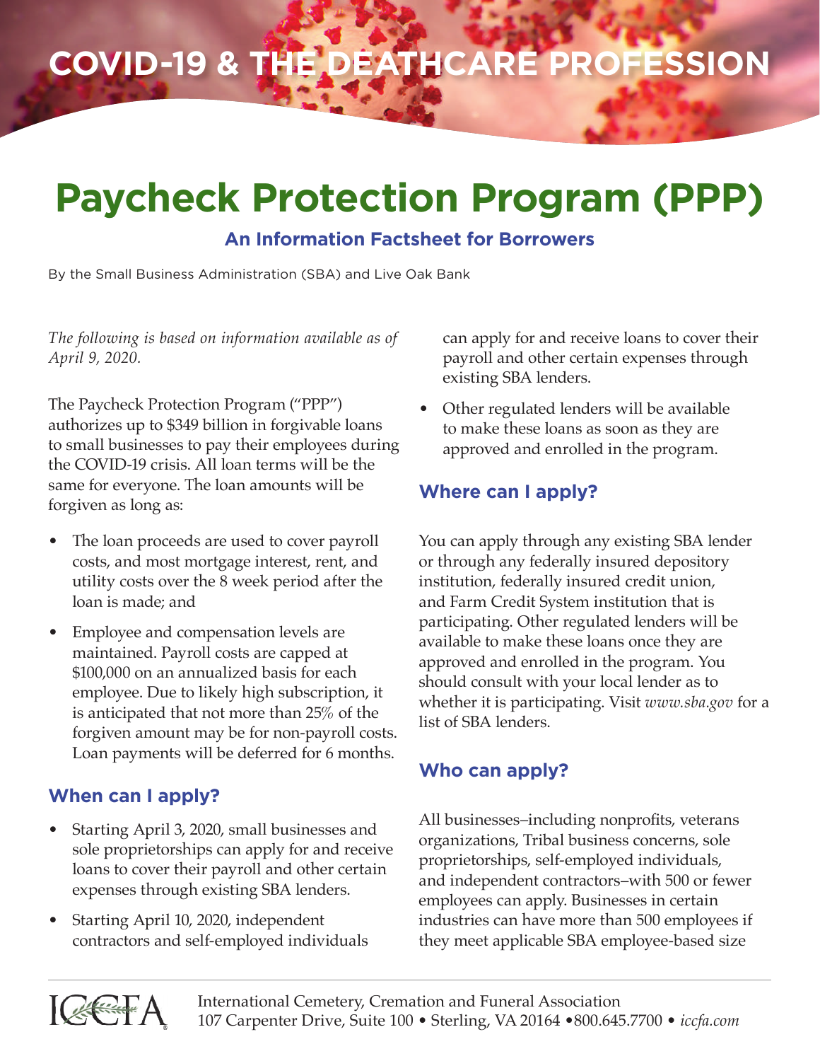# COVID-19 & THE DEATHCARE PROFESSION

# Paycheck Protection Program (PPP)

### An Information Factsheet for Borrowers

By the Small Business Administration (SBA) and Live Oak Bank

*The following is based on information available as of April 9, 2020.*

The Paycheck Protection Program ("PPP") authorizes up to $349 billion in forgivable loans to small businesses to pay their employees during the COVID-19 crisis. All loan terms will be the same for everyone. The loan amounts will be forgiven as long as:

- The loan proceeds are used to cover payroll costs, and most mortgage interest, rent, and utility costs over the 8 week period after the loan is made; and
- Employee and compensation levels are maintained. Payroll costs are capped at $100,000 on an annualized basis for each employee. Due to likely high subscription, it is anticipated that not more than 25% of the forgiven amount may be for non-payroll costs. Loan payments will be deferred for 6 months.

## When can I apply?

- Starting April 3, 2020, small businesses and sole proprietorships can apply for and receive loans to cover their payroll and other certain expenses through existing SBA lenders.
- Starting April 10, 2020, independent contractors and self-employed individuals can apply for and receive loans to cover their payroll and other certain expenses through existing SBA lenders.
- Other regulated lenders will be available to make these loans as soon as they are approved and enrolled in the program.

## Where can I apply?

You can apply through any existing SBA lender or through any federally insured depository institution, federally insured credit union, and Farm Credit System institution that is participating. Other regulated lenders will be available to make these loans once they are approved and enrolled in the program. You should consult with your local lender as to whether it is participating. Visit *www.sba.gov* for a list of SBA lenders.

## Who can apply?

All businesses–including nonprofits, veterans organizations, Tribal business concerns, sole proprietorships, self-employed individuals, and independent contractors–with 500 or fewer employees can apply. Businesses in certain industries can have more than 500 employees if they meet applicable SBA employee-based size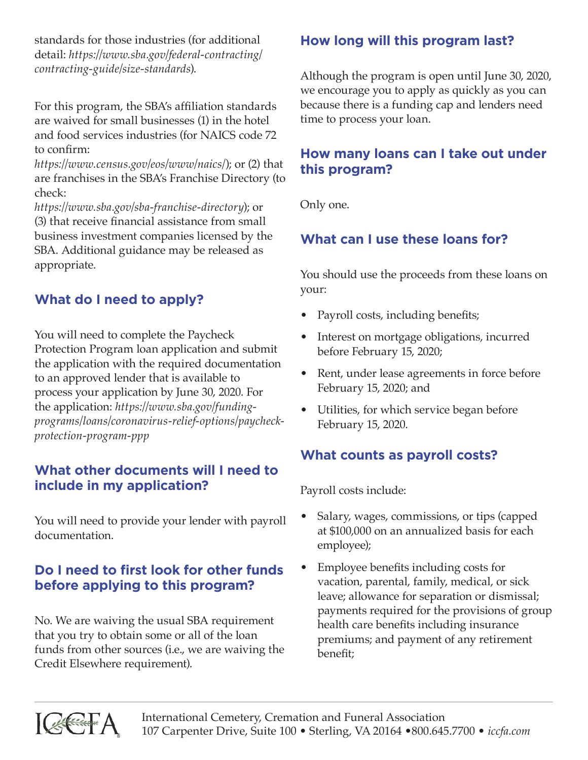standards for those industries (for additional detail: *https://www.sba.gov/federal-contracting/contracting-guide/size-standards*).

For this program, the SBA's affiliation standards are waived for small businesses (1) in the hotel and food services industries (for NAICS code 72 to confirm: *https://www.census.gov/eos/www/naics/*); or (2) that are franchises in the SBA's Franchise Directory (to check: *https://www.sba.gov/sba-franchise-directory*); or (3) that receive financial assistance from small business investment companies licensed by the SBA. Additional guidance may be released as appropriate.

## What do I need to apply?

You will need to complete the Paycheck Protection Program loan application and submit the application with the required documentation to an approved lender that is available to process your application by June 30, 2020. For the application: *https://www.sba.gov/funding-programs/loans/coronavirus-relief-options/paycheck-protection-program-ppp*

## What other documents will I need to include in my application?

You will need to provide your lender with payroll documentation.

## Do I need to first look for other funds before applying to this program?

No. We are waiving the usual SBA requirement that you try to obtain some or all of the loan funds from other sources (i.e., we are waiving the Credit Elsewhere requirement).

## How long will this program last?

Although the program is open until June 30, 2020, we encourage you to apply as quickly as you can because there is a funding cap and lenders need time to process your loan.

## How many loans can I take out under this program?

Only one.

## What can I use these loans for?

You should use the proceeds from these loans on your:

- Payroll costs, including benefits;
- Interest on mortgage obligations, incurred before February 15, 2020;
- Rent, under lease agreements in force before February 15, 2020; and
- Utilities, for which service began before February 15, 2020.

## What counts as payroll costs?

Payroll costs include:

- Salary, wages, commissions, or tips (capped at $100,000 on an annualized basis for each employee);
- Employee benefits including costs for vacation, parental, family, medical, or sick leave; allowance for separation or dismissal; payments required for the provisions of group health care benefits including insurance premiums; and payment of any retirement benefit;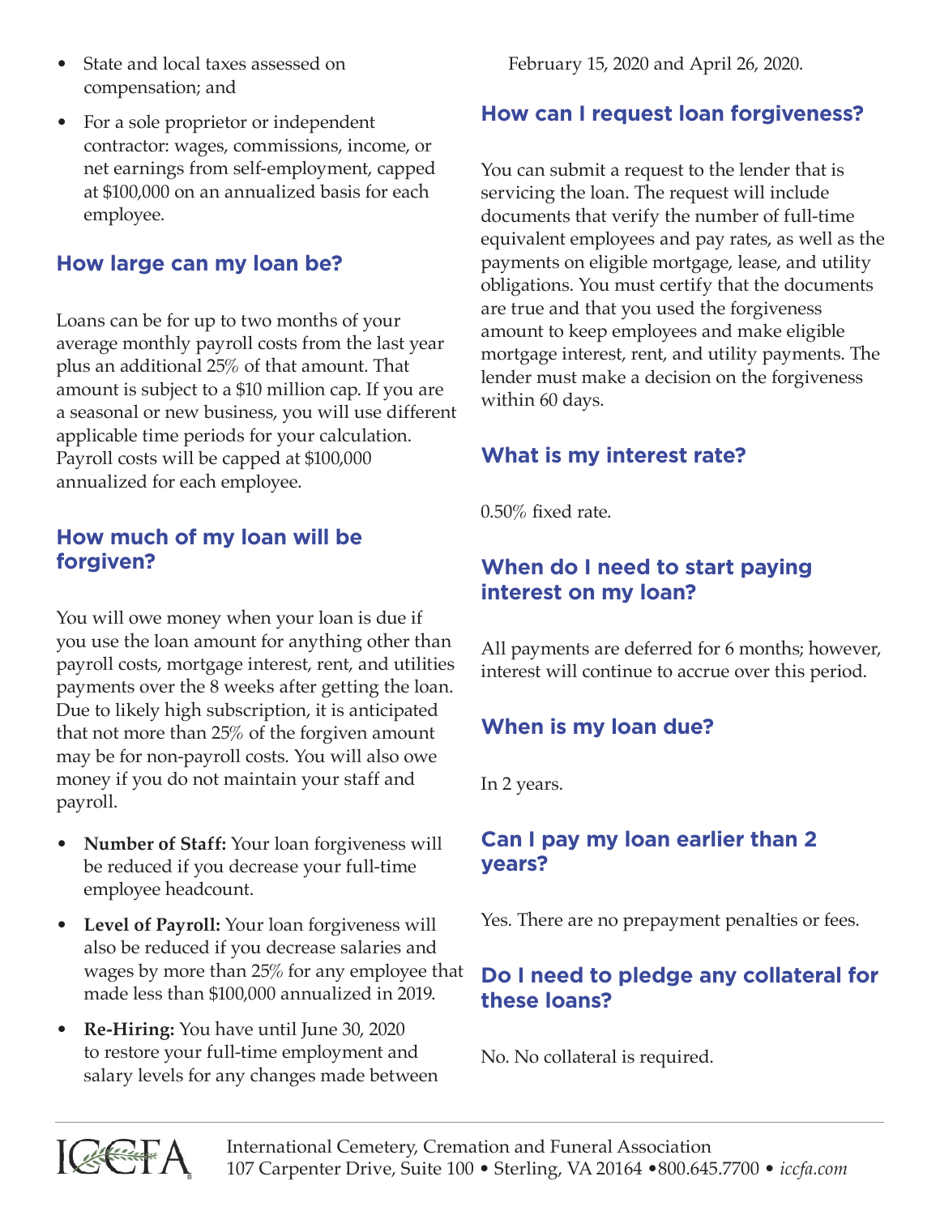- State and local taxes assessed on compensation; and
- For a sole proprietor or independent contractor: wages, commissions, income, or net earnings from self-employment, capped at $100,000 on an annualized basis for each employee.

## How large can my loan be?

Loans can be for up to two months of your average monthly payroll costs from the last year plus an additional 25% of that amount. That amount is subject to a $10 million cap. If you are a seasonal or new business, you will use different applicable time periods for your calculation. Payroll costs will be capped at $100,000 annualized for each employee.

## How much of my loan will be forgiven?

You will owe money when your loan is due if you use the loan amount for anything other than payroll costs, mortgage interest, rent, and utilities payments over the 8 weeks after getting the loan. Due to likely high subscription, it is anticipated that not more than 25% of the forgiven amount may be for non-payroll costs. You will also owe money if you do not maintain your staff and payroll.

- **Number of Staff:** Your loan forgiveness will be reduced if you decrease your full-time employee headcount.
- **Level of Payroll:** Your loan forgiveness will also be reduced if you decrease salaries and wages by more than 25% for any employee that made less than $100,000 annualized in 2019.
- **Re-Hiring:** You have until June 30, 2020 to restore your full-time employment and salary levels for any changes made between February 15, 2020 and April 26, 2020.

## How can I request loan forgiveness?

You can submit a request to the lender that is servicing the loan. The request will include documents that verify the number of full-time equivalent employees and pay rates, as well as the payments on eligible mortgage, lease, and utility obligations. You must certify that the documents are true and that you used the forgiveness amount to keep employees and make eligible mortgage interest, rent, and utility payments. The lender must make a decision on the forgiveness within 60 days.

## What is my interest rate?

0.50% fixed rate.

## When do I need to start paying interest on my loan?

All payments are deferred for 6 months; however, interest will continue to accrue over this period.

## When is my loan due?

In 2 years.

## Can I pay my loan earlier than 2 years?

Yes. There are no prepayment penalties or fees.

## Do I need to pledge any collateral for these loans?

No. No collateral is required.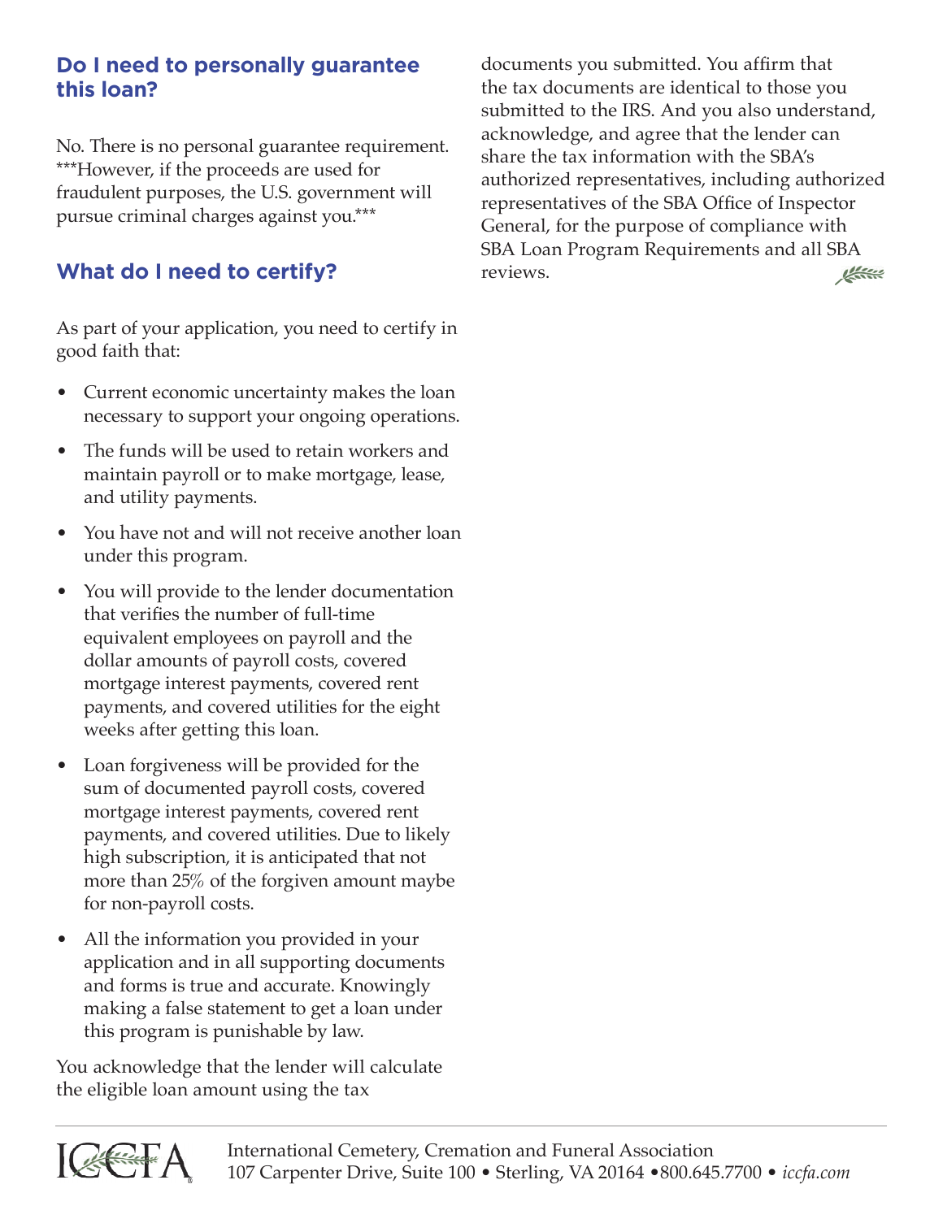## Do I need to personally guarantee this loan?

No. There is no personal guarantee requirement. ***However, if the proceeds are used for fraudulent purposes, the U.S. government will pursue criminal charges against you.***

## What do I need to certify?

As part of your application, you need to certify in good faith that:

- Current economic uncertainty makes the loan necessary to support your ongoing operations.
- The funds will be used to retain workers and maintain payroll or to make mortgage, lease, and utility payments.
- You have not and will not receive another loan under this program.
- You will provide to the lender documentation that verifies the number of full-time equivalent employees on payroll and the dollar amounts of payroll costs, covered mortgage interest payments, covered rent payments, and covered utilities for the eight weeks after getting this loan.
- Loan forgiveness will be provided for the sum of documented payroll costs, covered mortgage interest payments, covered rent payments, and covered utilities. Due to likely high subscription, it is anticipated that not more than 25% of the forgiven amount maybe for non-payroll costs.
- All the information you provided in your application and in all supporting documents and forms is true and accurate. Knowingly making a false statement to get a loan under this program is punishable by law.

You acknowledge that the lender will calculate the eligible loan amount using the tax documents you submitted. You affirm that the tax documents are identical to those you submitted to the IRS. And you also understand, acknowledge, and agree that the lender can share the tax information with the SBA's authorized representatives, including authorized representatives of the SBA Office of Inspector General, for the purpose of compliance with SBA Loan Program Requirements and all SBA reviews.

ICCFA

International Cemetery, Cremation and Funeral Association
107 Carpenter Drive, Suite 100 • Sterling, VA 20164 •800.645.7700 • *iccfa.com*